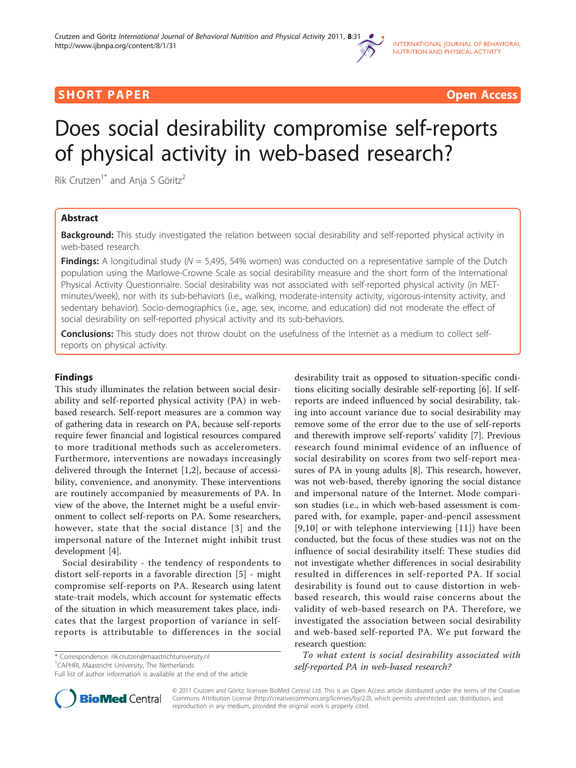SHORT PAPER Open Access

# Does social desirability compromise self-reports of physical activity in web-based research?

Rik Crutzen[1*] and Anja S Göritz[2]

## Abstract

**Background:** This study investigated the relation between social desirability and self-reported physical activity in web-based research.

**Findings:** A longitudinal study (*N* = 5,495, 54% women) was conducted on a representative sample of the Dutch population using the Marlowe-Crowne Scale as social desirability measure and the short form of the International Physical Activity Questionnaire. Social desirability was not associated with self-reported physical activity (in MET-minutes/week), nor with its sub-behaviors (i.e., walking, moderate-intensity activity, vigorous-intensity activity, and sedentary behavior). Socio-demographics (i.e., age, sex, income, and education) did not moderate the effect of social desirability on self-reported physical activity and its sub-behaviors.

**Conclusions:** This study does not throw doubt on the usefulness of the Internet as a medium to collect self-reports on physical activity.

## Findings

This study illuminates the relation between social desirability and self-reported physical activity (PA) in web-based research. Self-report measures are a common way of gathering data in research on PA, because self-reports require fewer financial and logistical resources compared to more traditional methods such as accelerometers. Furthermore, interventions are nowadays increasingly delivered through the Internet [1,2], because of accessibility, convenience, and anonymity. These interventions are routinely accompanied by measurements of PA. In view of the above, the Internet might be a useful environment to collect self-reports on PA. Some researchers, however, state that the social distance [3] and the impersonal nature of the Internet might inhibit trust development [4].

Social desirability - the tendency of respondents to distort self-reports in a favorable direction [5] - might compromise self-reports on PA. Research using latent state-trait models, which account for systematic effects of the situation in which measurement takes place, indicates that the largest proportion of variance in self-reports is attributable to differences in the social desirability trait as opposed to situation-specific conditions eliciting socially desirable self-reporting [6]. If self-reports are indeed influenced by social desirability, taking into account variance due to social desirability may remove some of the error due to the use of self-reports and therewith improve self-reports' validity [7]. Previous research found minimal evidence of an influence of social desirability on scores from two self-report measures of PA in young adults [8]. This research, however, was not web-based, thereby ignoring the social distance and impersonal nature of the Internet. Mode comparison studies (i.e., in which web-based assessment is compared with, for example, paper-and-pencil assessment [9,10] or with telephone interviewing [11]) have been conducted, but the focus of these studies was not on the influence of social desirability itself: These studies did not investigate whether differences in social desirability resulted in differences in self-reported PA. If social desirability is found out to cause distortion in web-based research, this would raise concerns about the validity of web-based research on PA. Therefore, we investigated the association between social desirability and web-based self-reported PA. We put forward the research question:

*To what extent is social desirability associated with self-reported PA in web-based research?*

\* Correspondence: rik.crutzen@maastrichtuniversity.nl
[1]CAPHRI, Maastricht University, The Netherlands
Full list of author information is available at the end of the article

© 2011 Crutzen and Göritz; licensee BioMed Central Ltd. This is an Open Access article distributed under the terms of the Creative Commons Attribution License (http://creativecommons.org/licenses/by/2.0), which permits unrestricted use, distribution, and reproduction in any medium, provided the original work is properly cited.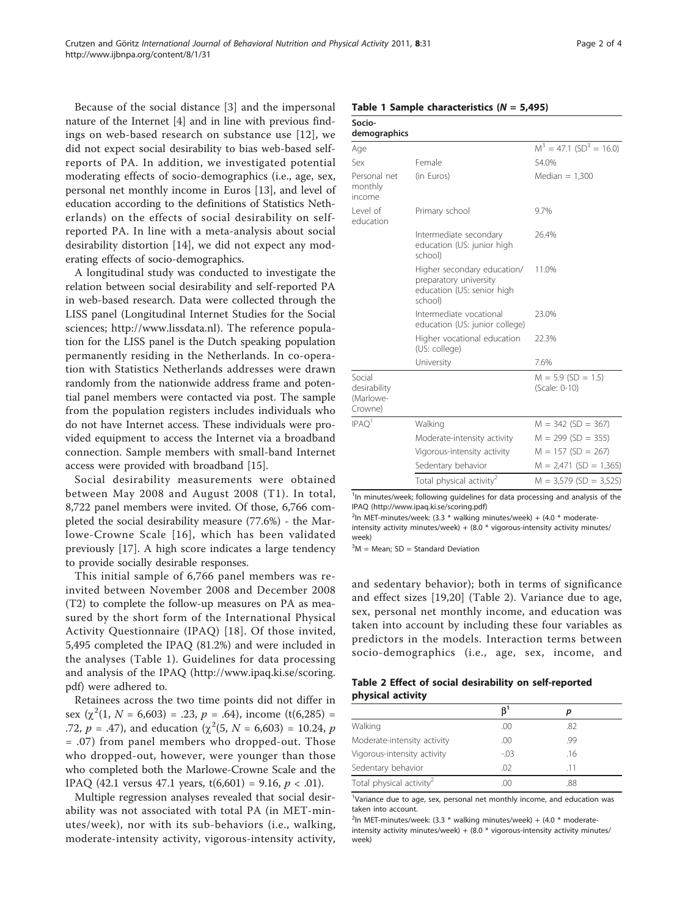Because of the social distance [3] and the impersonal nature of the Internet [4] and in line with previous findings on web-based research on substance use [12], we did not expect social desirability to bias web-based self-reports of PA. In addition, we investigated potential moderating effects of socio-demographics (i.e., age, sex, personal net monthly income in Euros [13], and level of education according to the definitions of Statistics Netherlands) on the effects of social desirability on self-reported PA. In line with a meta-analysis about social desirability distortion [14], we did not expect any moderating effects of socio-demographics.

A longitudinal study was conducted to investigate the relation between social desirability and self-reported PA in web-based research. Data were collected through the LISS panel (Longitudinal Internet Studies for the Social sciences; http://www.lissdata.nl). The reference population for the LISS panel is the Dutch speaking population permanently residing in the Netherlands. In co-operation with Statistics Netherlands addresses were drawn randomly from the nationwide address frame and potential panel members were contacted via post. The sample from the population registers includes individuals who do not have Internet access. These individuals were provided equipment to access the Internet via a broadband connection. Sample members with small-band Internet access were provided with broadband [15].

Social desirability measurements were obtained between May 2008 and August 2008 (T1). In total, 8,722 panel members were invited. Of those, 6,766 completed the social desirability measure (77.6%) - the Marlowe-Crowne Scale [16], which has been validated previously [17]. A high score indicates a large tendency to provide socially desirable responses.

This initial sample of 6,766 panel members was re-invited between November 2008 and December 2008 (T2) to complete the follow-up measures on PA as measured by the short form of the International Physical Activity Questionnaire (IPAQ) [18]. Of those invited, 5,495 completed the IPAQ (81.2%) and were included in the analyses (Table 1). Guidelines for data processing and analysis of the IPAQ (http://www.ipaq.ki.se/scoring.pdf) were adhered to.

Retainees across the two time points did not differ in sex ($\chi^2(1, N = 6{,}603) = .23$, $p = .64$), income ($t(6{,}285) = .72$, $p = .47$), and education ($\chi^2(5, N = 6{,}603) = 10.24$, $p = .07$) from panel members who dropped-out. Those who dropped-out, however, were younger than those who completed both the Marlowe-Crowne Scale and the IPAQ (42.1 versus 47.1 years, $t(6{,}601) = 9.16$, $p < .01$).

Multiple regression analyses revealed that social desirability was not associated with total PA (in MET-minutes/week), nor with its sub-behaviors (i.e., walking, moderate-intensity activity, vigorous-intensity activity, and sedentary behavior); both in terms of significance and effect sizes [19,20] (Table 2). Variance due to age, sex, personal net monthly income, and education was taken into account by including these four variables as predictors in the models. Interaction terms between socio-demographics (i.e., age, sex, income, and

**Table 1 Sample characteristics (*N* = 5,495)**

| Socio-demographics | | |
|---|---|---|
| Age | | M[3] = 47.1 (SD[3] = 16.0) |
| Sex | Female | 54.0% |
| Personal net monthly income | (in Euros) | Median = 1,300 |
| Level of education | Primary school | 9.7% |
| | Intermediate secondary education (US: junior high school) | 26.4% |
| | Higher secondary education/ preparatory university education (US: senior high school) | 11.0% |
| | Intermediate vocational education (US: junior college) | 23.0% |
| | Higher vocational education (US: college) | 22.3% |
| | University | 7.6% |
| Social desirability (Marlowe-Crowne) | | M = 5.9 (SD = 1.5) (Scale: 0-10) |
| IPAQ[1] | Walking | M = 342 (SD = 367) |
| | Moderate-intensity activity | M = 299 (SD = 355) |
| | Vigorous-intensity activity | M = 157 (SD = 267) |
| | Sedentary behavior | M = 2,471 (SD = 1,365) |
| | Total physical activity[2] | M = 3,579 (SD = 3,525) |

[1]In minutes/week; following guidelines for data processing and analysis of the IPAQ (http://www.ipaq.ki.se/scoring.pdf)

[2]In MET-minutes/week: (3.3 * walking minutes/week) + (4.0 * moderate-intensity activity minutes/week) + (8.0 * vigorous-intensity activity minutes/week)

[3]M = Mean; SD = Standard Deviation

**Table 2 Effect of social desirability on self-reported physical activity**

| | β[1] | *p* |
|---|---|---|
| Walking | .00 | .82 |
| Moderate-intensity activity | .00 | .99 |
| Vigorous-intensity activity | -.03 | .16 |
| Sedentary behavior | .02 | .11 |
| Total physical activity[2] | .00 | .88 |

[1]Variance due to age, sex, personal net monthly income, and education was taken into account.

[2]In MET-minutes/week: (3.3 * walking minutes/week) + (4.0 * moderate-intensity activity minutes/week) + (8.0 * vigorous-intensity activity minutes/week)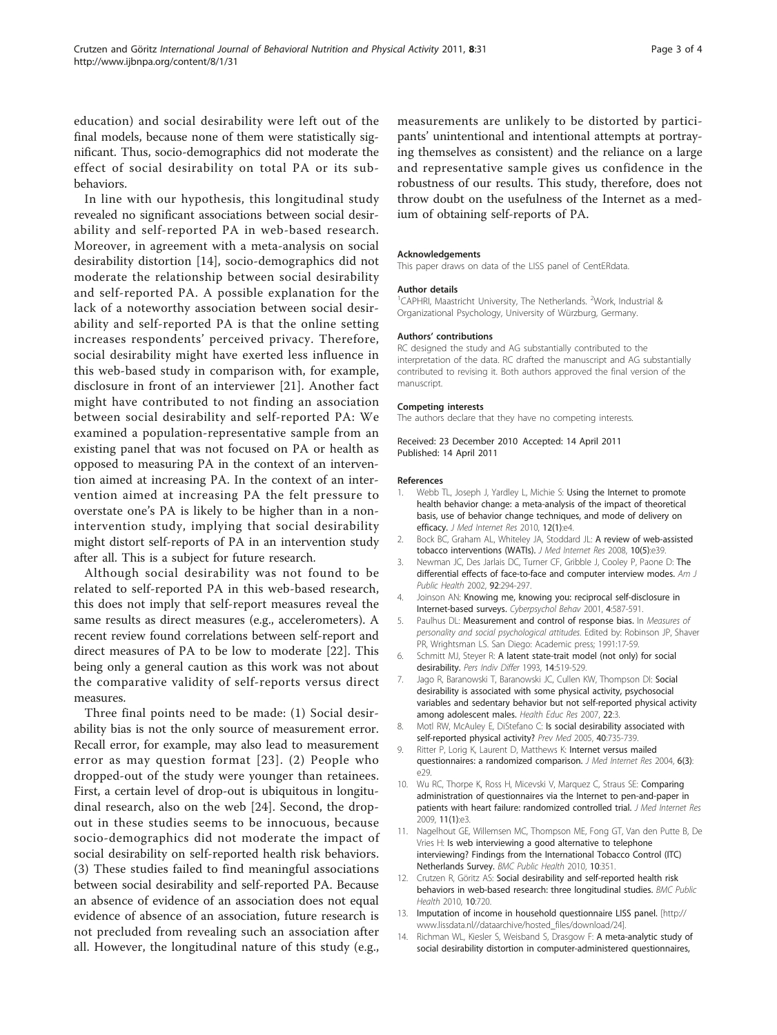education) and social desirability were left out of the final models, because none of them were statistically significant. Thus, socio-demographics did not moderate the effect of social desirability on total PA or its sub-behaviors.

In line with our hypothesis, this longitudinal study revealed no significant associations between social desirability and self-reported PA in web-based research. Moreover, in agreement with a meta-analysis on social desirability distortion [14], socio-demographics did not moderate the relationship between social desirability and self-reported PA. A possible explanation for the lack of a noteworthy association between social desirability and self-reported PA is that the online setting increases respondents' perceived privacy. Therefore, social desirability might have exerted less influence in this web-based study in comparison with, for example, disclosure in front of an interviewer [21]. Another fact might have contributed to not finding an association between social desirability and self-reported PA: We examined a population-representative sample from an existing panel that was not focused on PA or health as opposed to measuring PA in the context of an intervention aimed at increasing PA. In the context of an intervention aimed at increasing PA the felt pressure to overstate one's PA is likely to be higher than in a non-intervention study, implying that social desirability might distort self-reports of PA in an intervention study after all. This is a subject for future research.

Although social desirability was not found to be related to self-reported PA in this web-based research, this does not imply that self-report measures reveal the same results as direct measures (e.g., accelerometers). A recent review found correlations between self-report and direct measures of PA to be low to moderate [22]. This being only a general caution as this work was not about the comparative validity of self-reports versus direct measures.

Three final points need to be made: (1) Social desirability bias is not the only source of measurement error. Recall error, for example, may also lead to measurement error as may question format [23]. (2) People who dropped-out of the study were younger than retainees. First, a certain level of drop-out is ubiquitous in longitudinal research, also on the web [24]. Second, the drop-out in these studies seems to be innocuous, because socio-demographics did not moderate the impact of social desirability on self-reported health risk behaviors. (3) These studies failed to find meaningful associations between social desirability and self-reported PA. Because an absence of evidence of an association does not equal evidence of absence of an association, future research is not precluded from revealing such an association after all. However, the longitudinal nature of this study (e.g., measurements are unlikely to be distorted by participants' unintentional and intentional attempts at portraying themselves as consistent) and the reliance on a large and representative sample gives us confidence in the robustness of our results. This study, therefore, does not throw doubt on the usefulness of the Internet as a medium of obtaining self-reports of PA.

#### Acknowledgements

This paper draws on data of the LISS panel of CentERdata.

#### Author details

[1]CAPHRI, Maastricht University, The Netherlands. [2]Work, Industrial & Organizational Psychology, University of Würzburg, Germany.

#### Authors' contributions

RC designed the study and AG substantially contributed to the interpretation of the data. RC drafted the manuscript and AG substantially contributed to revising it. Both authors approved the final version of the manuscript.

#### Competing interests

The authors declare that they have no competing interests.

Received: 23 December 2010 Accepted: 14 April 2011
Published: 14 April 2011

#### References

1. Webb TL, Joseph J, Yardley L, Michie S: **Using the Internet to promote health behavior change: a meta-analysis of the impact of theoretical basis, use of behavior change techniques, and mode of delivery on efficacy.** *J Med Internet Res* 2010, 12(1):e4.
2. Bock BC, Graham AL, Whiteley JA, Stoddard JL: **A review of web-assisted tobacco interventions (WATIs).** *J Med Internet Res* 2008, 10(5):e39.
3. Newman JC, Des Jarlais DC, Turner CF, Gribble J, Cooley P, Paone D: **The differential effects of face-to-face and computer interview modes.** *Am J Public Health* 2002, 92:294-297.
4. Joinson AN: **Knowing me, knowing you: reciprocal self-disclosure in Internet-based surveys.** *Cyberpsychol Behav* 2001, 4:587-591.
5. Paulhus DL: **Measurement and control of response bias.** In *Measures of personality and social psychological attitudes.* Edited by: Robinson JP, Shaver PR, Wrightsman LS. San Diego: Academic press; 1991:17-59.
6. Schmitt MJ, Steyer R: **A latent state-trait model (not only) for social desirability.** *Pers Indiv Differ* 1993, 14:519-529.
7. Jago R, Baranowski T, Baranowski JC, Cullen KW, Thompson DI: **Social desirability is associated with some physical activity, psychosocial variables and sedentary behavior but not self-reported physical activity among adolescent males.** *Health Educ Res* 2007, 22:3.
8. Motl RW, McAuley E, DiStefano C: **Is social desirability associated with self-reported physical activity?** *Prev Med* 2005, 40:735-739.
9. Ritter P, Lorig K, Laurent D, Matthews K: **Internet versus mailed questionnaires: a randomized comparison.** *J Med Internet Res* 2004, 6(3):e29.
10. Wu RC, Thorpe K, Ross H, Micevski V, Marquez C, Straus SE: **Comparing administration of questionnaires via the Internet to pen-and-paper in patients with heart failure: randomized controlled trial.** *J Med Internet Res* 2009, 11(1):e3.
11. Nagelhout GE, Willemsen MC, Thompson ME, Fong GT, Van den Putte B, De Vries H: **Is web interviewing a good alternative to telephone interviewing? Findings from the International Tobacco Control (ITC) Netherlands Survey.** *BMC Public Health* 2010, 10:351.
12. Crutzen R, Göritz AS: **Social desirability and self-reported health risk behaviors in web-based research: three longitudinal studies.** *BMC Public Health* 2010, 10:720.
13. **Imputation of income in household questionnaire LISS panel.** [http://www.lissdata.nl//dataarchive/hosted_files/download/24].
14. Richman WL, Kiesler S, Weisband S, Drasgow F: **A meta-analytic study of social desirability distortion in computer-administered questionnaires,**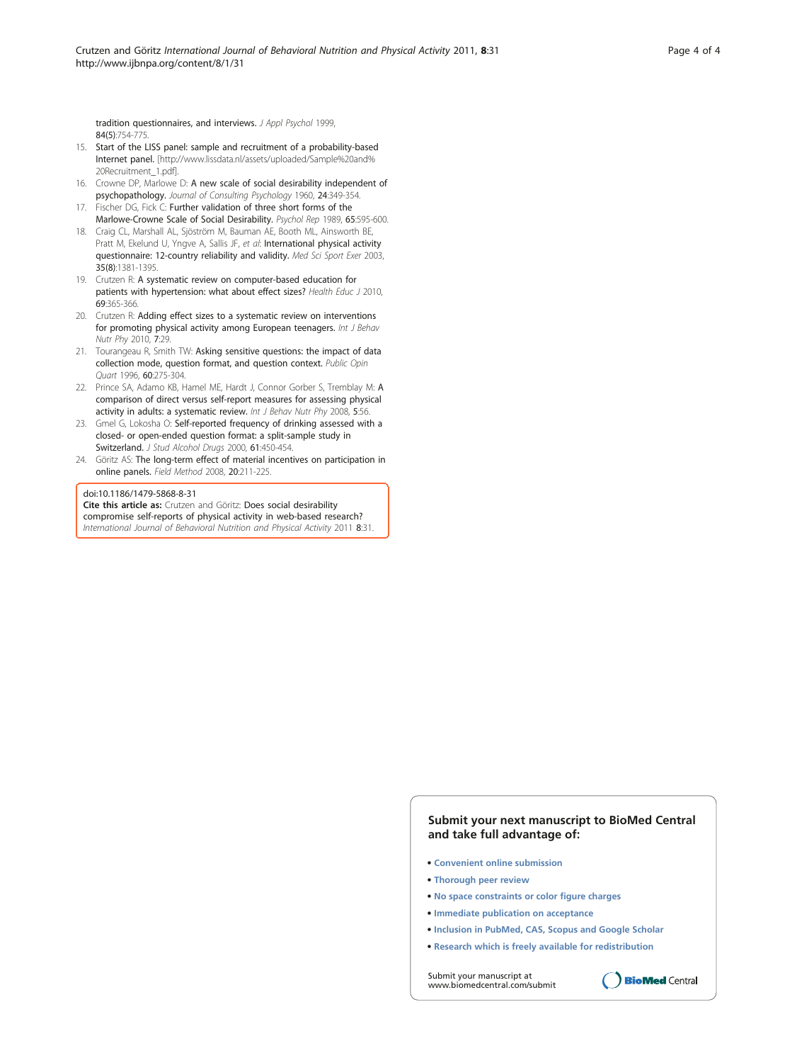tradition questionnaires, and interviews. *J Appl Psychol* 1999, **84(5)**:754-775.

15. Start of the LISS panel: sample and recruitment of a probability-based Internet panel. [http://www.lissdata.nl/assets/uploaded/Sample%20and%20Recruitment_1.pdf].
16. Crowne DP, Marlowe D: A new scale of social desirability independent of psychopathology. *Journal of Consulting Psychology* 1960, **24**:349-354.
17. Fischer DG, Fick C: Further validation of three short forms of the Marlowe-Crowne Scale of Social Desirability. *Psychol Rep* 1989, **65**:595-600.
18. Craig CL, Marshall AL, Sjöström M, Bauman AE, Booth ML, Ainsworth BE, Pratt M, Ekelund U, Yngve A, Sallis JF, *et al*: International physical activity questionnaire: 12-country reliability and validity. *Med Sci Sport Exer* 2003, **35(8)**:1381-1395.
19. Crutzen R: A systematic review on computer-based education for patients with hypertension: what about effect sizes? *Health Educ J* 2010, **69**:365-366.
20. Crutzen R: Adding effect sizes to a systematic review on interventions for promoting physical activity among European teenagers. *Int J Behav Nutr Phy* 2010, **7**:29.
21. Tourangeau R, Smith TW: Asking sensitive questions: the impact of data collection mode, question format, and question context. *Public Opin Quart* 1996, **60**:275-304.
22. Prince SA, Adamo KB, Hamel ME, Hardt J, Connor Gorber S, Tremblay M: A comparison of direct versus self-report measures for assessing physical activity in adults: a systematic review. *Int J Behav Nutr Phy* 2008, **5**:56.
23. Gmel G, Lokosha O: Self-reported frequency of drinking assessed with a closed- or open-ended question format: a split-sample study in Switzerland. *J Stud Alcohol Drugs* 2000, **61**:450-454.
24. Göritz AS: The long-term effect of material incentives on participation in online panels. *Field Method* 2008, **20**:211-225.

doi:10.1186/1479-5868-8-31

**Cite this article as:** Crutzen and Göritz: Does social desirability compromise self-reports of physical activity in web-based research? *International Journal of Behavioral Nutrition and Physical Activity* 2011 **8**:31.

**Submit your next manuscript to BioMed Central and take full advantage of:**

- Convenient online submission
- Thorough peer review
- No space constraints or color figure charges
- Immediate publication on acceptance
- Inclusion in PubMed, CAS, Scopus and Google Scholar
- Research which is freely available for redistribution

Submit your manuscript at www.biomedcentral.com/submit

BioMed Central